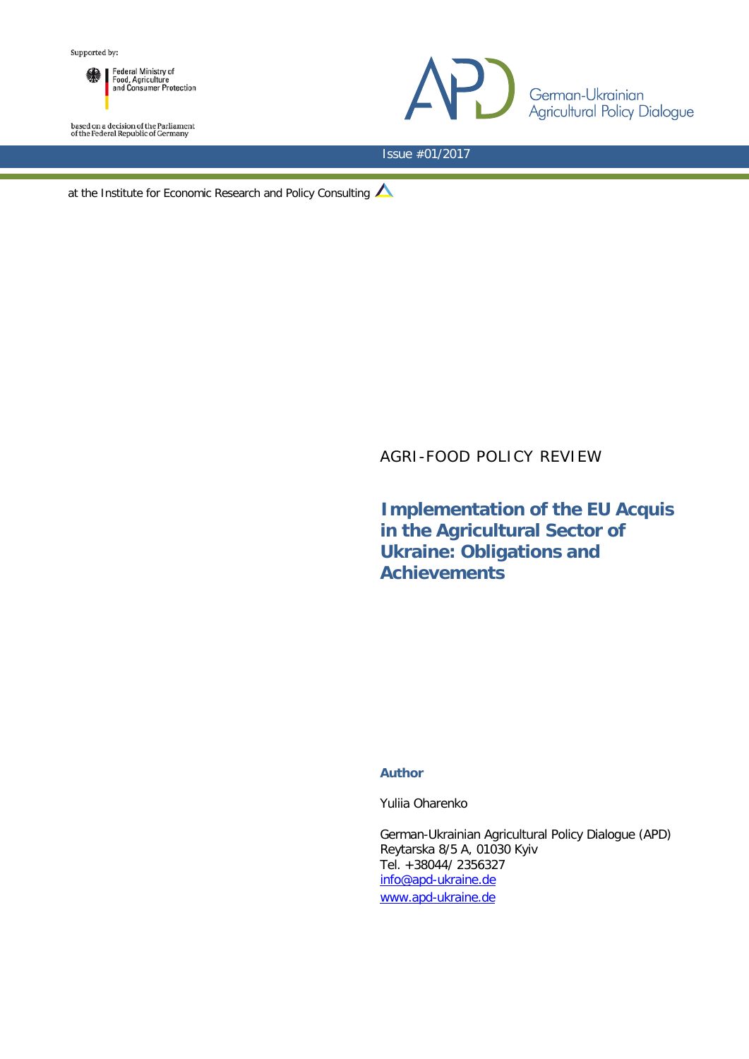Supported by:

Federal Ministry of Food, Agriculture and Consumer Protection

based on a decision of the Parliament of the Federal Republic of Germany

German-Ukrainian Agricultural Policy Dialogue

Issue #01/2017

at the Institute for Economic Research and Policy Consulting

AGRI-FOOD POLICY REVIEW

# Implementation of the EU Acquis in the Agricultural Sector of Ukraine: Obligations and Achievements

**Author**

Yuliia Oharenko

German-Ukrainian Agricultural Policy Dialogue (APD)
Reytarska 8/5 A, 01030 Kyiv
Tel. +38044/ 2356327
info@apd-ukraine.de
www.apd-ukraine.de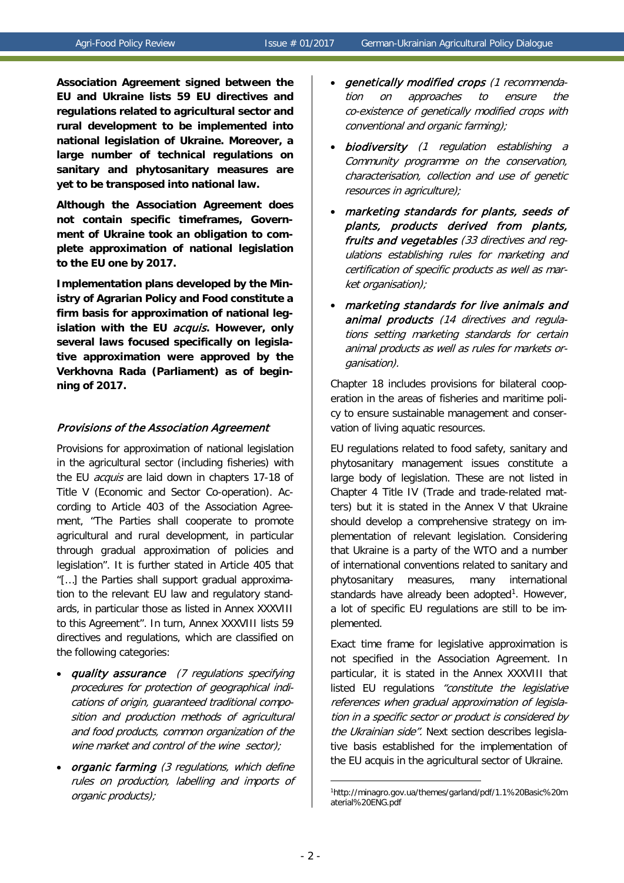**Association Agreement signed between the EU and Ukraine lists 59 EU directives and regulations related to agricultural sector and rural development to be implemented into national legislation of Ukraine. Moreover, a large number of technical regulations on sanitary and phytosanitary measures are yet to be transposed into national law.**

**Although the Association Agreement does not contain specific timeframes, Government of Ukraine took an obligation to complete approximation of national legislation to the EU one by 2017.**

**Implementation plans developed by the Ministry of Agrarian Policy and Food constitute a firm basis for approximation of national legislation with the EU *acquis*. However, only several laws focused specifically on legislative approximation were approved by the Verkhovna Rada (Parliament) as of beginning of 2017.**

### *Provisions of the Association Agreement*

Provisions for approximation of national legislation in the agricultural sector (including fisheries) with the EU *acquis* are laid down in chapters 17-18 of Title V (Economic and Sector Co-operation). According to Article 403 of the Association Agreement, "The Parties shall cooperate to promote agricultural and rural development, in particular through gradual approximation of policies and legislation". It is further stated in Article 405 that "[…] the Parties shall support gradual approximation to the relevant EU law and regulatory standards, in particular those as listed in Annex XXXVIII to this Agreement". In turn, Annex XXXVIII lists 59 directives and regulations, which are classified on the following categories:

- ***quality assurance*** *(7 regulations specifying procedures for protection of geographical indications of origin, guaranteed traditional composition and production methods of agricultural and food products, common organization of the wine market and control of the wine sector);*
- ***organic farming*** *(3 regulations, which define rules on production, labelling and imports of organic products);*
- ***genetically modified crops*** *(1 recommendation on approaches to ensure the co-existence of genetically modified crops with conventional and organic farming);*
- ***biodiversity*** *(1 regulation establishing a Community programme on the conservation, characterisation, collection and use of genetic resources in agriculture);*
- ***marketing standards for plants, seeds of plants, products derived from plants, fruits and vegetables*** *(33 directives and regulations establishing rules for marketing and certification of specific products as well as market organisation);*
- ***marketing standards for live animals and animal products*** *(14 directives and regulations setting marketing standards for certain animal products as well as rules for markets organisation).*

Chapter 18 includes provisions for bilateral cooperation in the areas of fisheries and maritime policy to ensure sustainable management and conservation of living aquatic resources.

EU regulations related to food safety, sanitary and phytosanitary management issues constitute a large body of legislation. These are not listed in Chapter 4 Title IV (Trade and trade-related matters) but it is stated in the Annex V that Ukraine should develop a comprehensive strategy on implementation of relevant legislation. Considering that Ukraine is a party of the WTO and a number of international conventions related to sanitary and phytosanitary measures, many international standards have already been adopted[1]. However, a lot of specific EU regulations are still to be implemented.

Exact time frame for legislative approximation is not specified in the Association Agreement. In particular, it is stated in the Annex XXXVIII that listed EU regulations *"constitute the legislative references when gradual approximation of legislation in a specific sector or product is considered by the Ukrainian side".* Next section describes legislative basis established for the implementation of the EU acquis in the agricultural sector of Ukraine.

[1]http://minagro.gov.ua/themes/garland/pdf/1.1%20Basic%20material%20ENG.pdf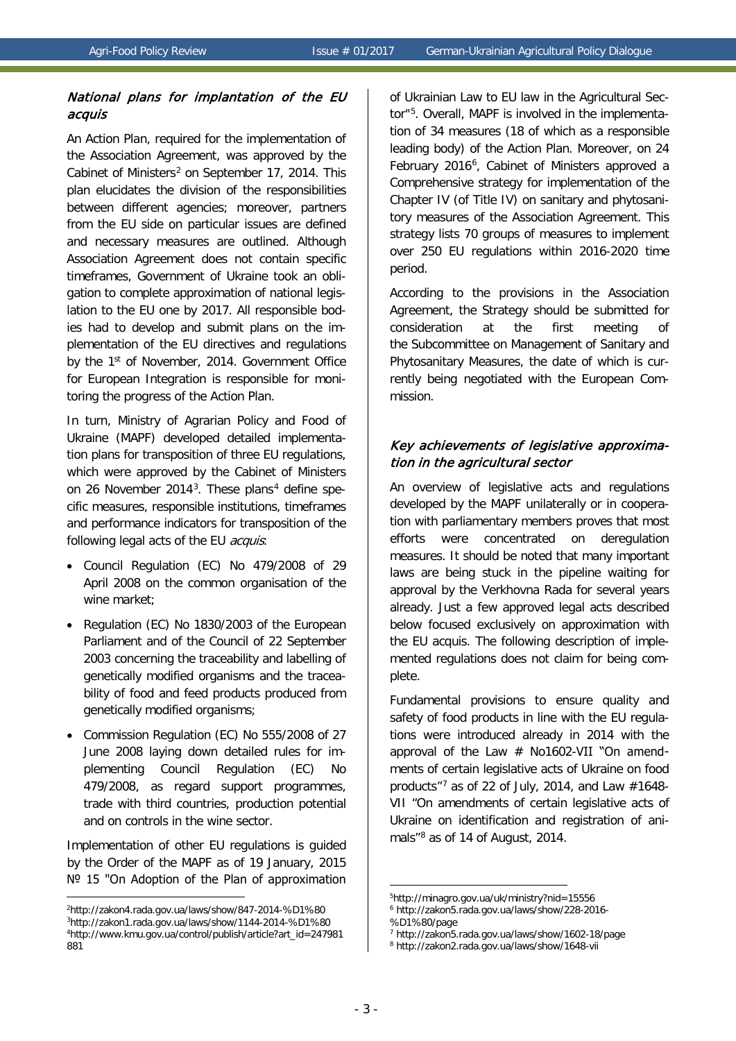### *National plans for implantation of the EU acquis*

An Action Plan, required for the implementation of the Association Agreement, was approved by the Cabinet of Ministers[2] on September 17, 2014. This plan elucidates the division of the responsibilities between different agencies; moreover, partners from the EU side on particular issues are defined and necessary measures are outlined. Although Association Agreement does not contain specific timeframes, Government of Ukraine took an obligation to complete approximation of national legislation to the EU one by 2017. All responsible bodies had to develop and submit plans on the implementation of the EU directives and regulations by the 1st of November, 2014. Government Office for European Integration is responsible for monitoring the progress of the Action Plan.

In turn, Ministry of Agrarian Policy and Food of Ukraine (MAPF) developed detailed implementation plans for transposition of three EU regulations, which were approved by the Cabinet of Ministers on 26 November 2014[3]. These plans[4] define specific measures, responsible institutions, timeframes and performance indicators for transposition of the following legal acts of the EU *acquis*:

- Council Regulation (EC) No 479/2008 of 29 April 2008 on the common organisation of the wine market;
- Regulation (EC) No 1830/2003 of the European Parliament and of the Council of 22 September 2003 concerning the traceability and labelling of genetically modified organisms and the traceability of food and feed products produced from genetically modified organisms;
- Commission Regulation (EC) No 555/2008 of 27 June 2008 laying down detailed rules for implementing Council Regulation (EC) No 479/2008, as regard support programmes, trade with third countries, production potential and on controls in the wine sector.

Implementation of other EU regulations is guided by the Order of the MAPF as of 19 January, 2015 № 15 "On Adoption of the Plan of approximation of Ukrainian Law to EU law in the Agricultural Sector"[5]. Overall, MAPF is involved in the implementation of 34 measures (18 of which as a responsible leading body) of the Action Plan. Moreover, on 24 February 2016[6], Cabinet of Ministers approved a Comprehensive strategy for implementation of the Chapter IV (of Title IV) on sanitary and phytosanitory measures of the Association Agreement. This strategy lists 70 groups of measures to implement over 250 EU regulations within 2016-2020 time period.

According to the provisions in the Association Agreement, the Strategy should be submitted for consideration at the first meeting of the Subcommittee on Management of Sanitary and Phytosanitary Measures, the date of which is currently being negotiated with the European Commission.

### *Key achievements of legislative approximation in the agricultural sector*

An overview of legislative acts and regulations developed by the MAPF unilaterally or in cooperation with parliamentary members proves that most efforts were concentrated on deregulation measures. It should be noted that many important laws are being stuck in the pipeline waiting for approval by the Verkhovna Rada for several years already. Just a few approved legal acts described below focused exclusively on approximation with the EU acquis. The following description of implemented regulations does not claim for being complete.

Fundamental provisions to ensure quality and safety of food products in line with the EU regulations were introduced already in 2014 with the approval of the Law # No1602-VII "On amendments of certain legislative acts of Ukraine on food products"[7] as of 22 of July, 2014, and Law #1648-VII "On amendments of certain legislative acts of Ukraine on identification and registration of animals"[8] as of 14 of August, 2014.

---

[2] http://zakon4.rada.gov.ua/laws/show/847-2014-%D1%80

[3] http://zakon1.rada.gov.ua/laws/show/1144-2014-%D1%80

[4] http://www.kmu.gov.ua/control/publish/article?art_id=247981881

[5] http://minagro.gov.ua/uk/ministry?nid=15556

[6] http://zakon5.rada.gov.ua/laws/show/228-2016-%D1%80/page

[7] http://zakon5.rada.gov.ua/laws/show/1602-18/page

[8] http://zakon2.rada.gov.ua/laws/show/1648-vii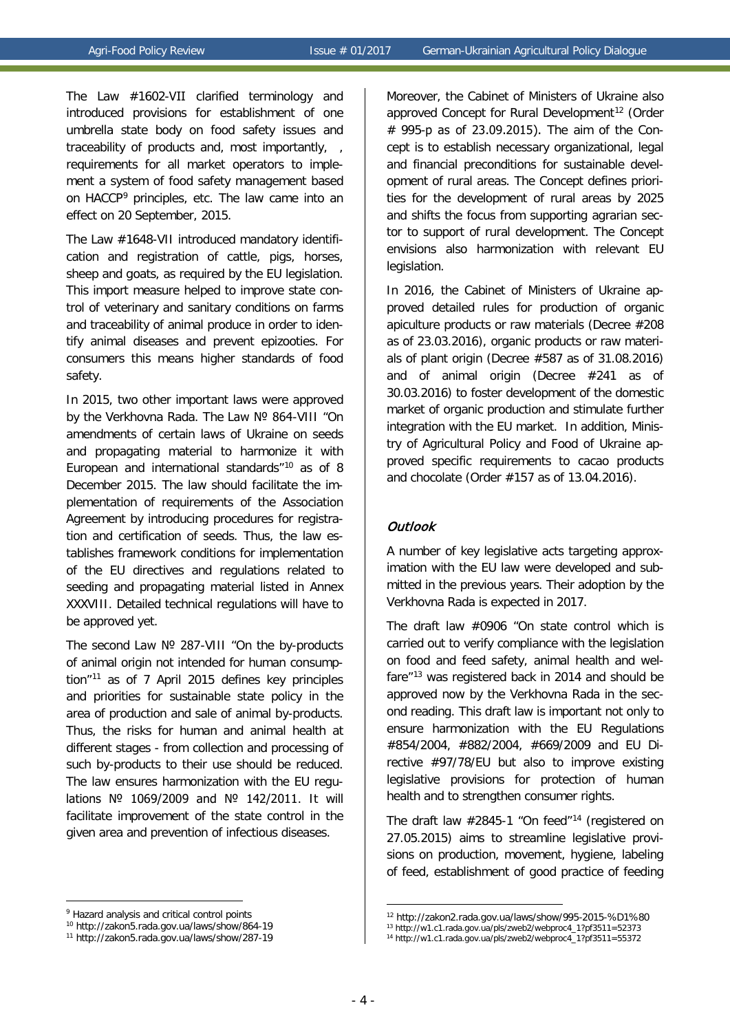The Law #1602-VII clarified terminology and introduced provisions for establishment of one umbrella state body on food safety issues and traceability of products and, most importantly, , requirements for all market operators to implement a system of food safety management based on HACCP[9] principles, etc. The law came into an effect on 20 September, 2015.

The Law #1648-VII introduced mandatory identification and registration of cattle, pigs, horses, sheep and goats, as required by the EU legislation. This import measure helped to improve state control of veterinary and sanitary conditions on farms and traceability of animal produce in order to identify animal diseases and prevent epizooties. For consumers this means higher standards of food safety.

In 2015, two other important laws were approved by the Verkhovna Rada. The Law № 864-VIII "On amendments of certain laws of Ukraine on seeds and propagating material to harmonize it with European and international standards"[10] as of 8 December 2015. The law should facilitate the implementation of requirements of the Association Agreement by introducing procedures for registration and certification of seeds. Thus, the law establishes framework conditions for implementation of the EU directives and regulations related to seeding and propagating material listed in Annex XXXVIII. Detailed technical regulations will have to be approved yet.

The second Law № 287-VIII "On the by-products of animal origin not intended for human consumption"[11] as of 7 April 2015 defines key principles and priorities for sustainable state policy in the area of production and sale of animal by-products. Thus, the risks for human and animal health at different stages - from collection and processing of such by-products to their use should be reduced. The law ensures harmonization with the EU regulations № 1069/2009 and № 142/2011. It will facilitate improvement of the state control in the given area and prevention of infectious diseases.

Moreover, the Cabinet of Ministers of Ukraine also approved Concept for Rural Development[12] (Order # 995-p as of 23.09.2015). The aim of the Concept is to establish necessary organizational, legal and financial preconditions for sustainable development of rural areas. The Concept defines priorities for the development of rural areas by 2025 and shifts the focus from supporting agrarian sector to support of rural development. The Concept envisions also harmonization with relevant EU legislation.

In 2016, the Cabinet of Ministers of Ukraine approved detailed rules for production of organic apiculture products or raw materials (Decree #208 as of 23.03.2016), organic products or raw materials of plant origin (Decree #587 as of 31.08.2016) and of animal origin (Decree #241 as of 30.03.2016) to foster development of the domestic market of organic production and stimulate further integration with the EU market. In addition, Ministry of Agricultural Policy and Food of Ukraine approved specific requirements to cacao products and chocolate (Order #157 as of 13.04.2016).

### *Outlook*

A number of key legislative acts targeting approximation with the EU law were developed and submitted in the previous years. Their adoption by the Verkhovna Rada is expected in 2017.

The draft law #0906 "On state control which is carried out to verify compliance with the legislation on food and feed safety, animal health and welfare"[13] was registered back in 2014 and should be approved now by the Verkhovna Rada in the second reading. This draft law is important not only to ensure harmonization with the EU Regulations #854/2004, #882/2004, #669/2009 and EU Directive #97/78/EU but also to improve existing legislative provisions for protection of human health and to strengthen consumer rights.

The draft law #2845-1 "On feed"[14] (registered on 27.05.2015) aims to streamline legislative provisions on production, movement, hygiene, labeling of feed, establishment of good practice of feeding

---

[9] Hazard analysis and critical control points

[10] http://zakon5.rada.gov.ua/laws/show/864-19

[11] http://zakon5.rada.gov.ua/laws/show/287-19

[12] http://zakon2.rada.gov.ua/laws/show/995-2015-%D1%80

[13] http://w1.c1.rada.gov.ua/pls/zweb2/webproc4_1?pf3511=52373

[14] http://w1.c1.rada.gov.ua/pls/zweb2/webproc4_1?pf3511=55372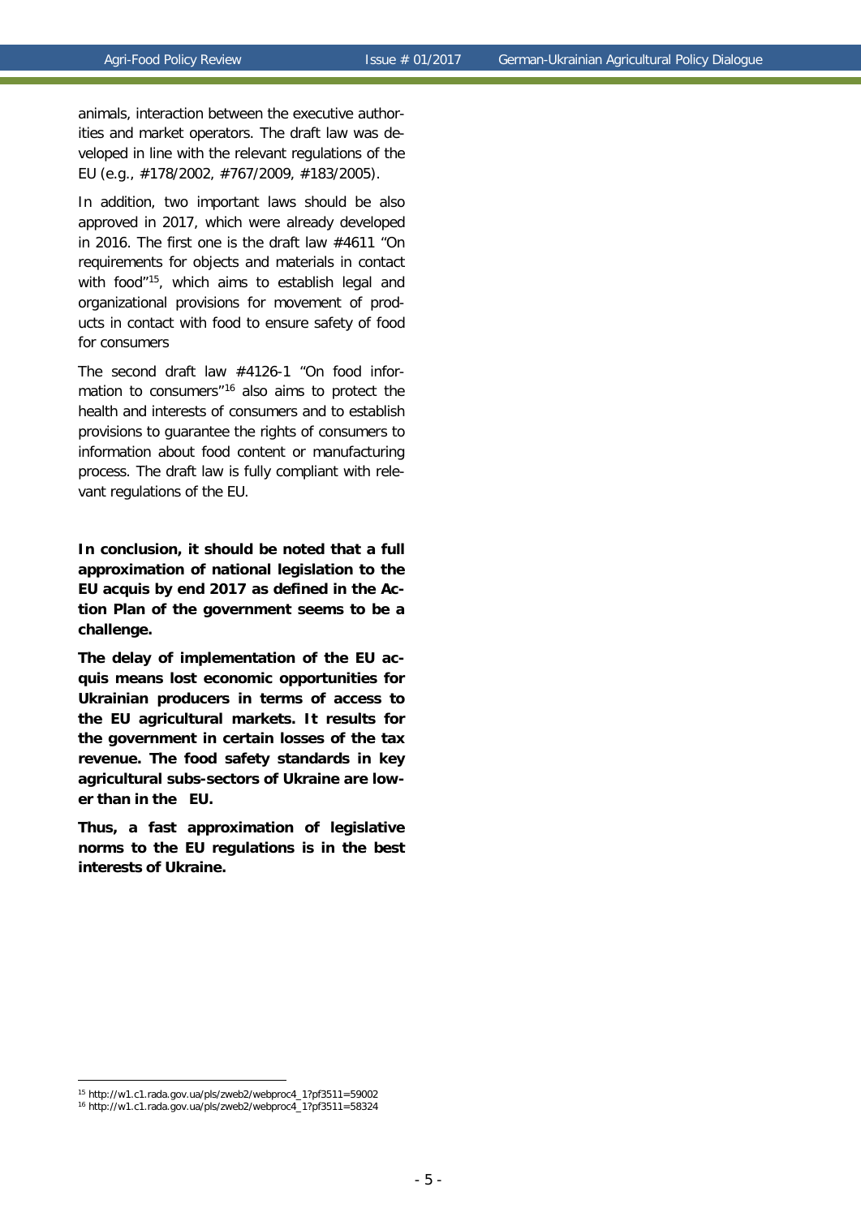animals, interaction between the executive authorities and market operators. The draft law was developed in line with the relevant regulations of the EU (e.g., #178/2002, #767/2009, #183/2005).

In addition, two important laws should be also approved in 2017, which were already developed in 2016. The first one is the draft law #4611 "On requirements for objects and materials in contact with food"[15], which aims to establish legal and organizational provisions for movement of products in contact with food to ensure safety of food for consumers

The second draft law #4126-1 "On food information to consumers"[16] also aims to protect the health and interests of consumers and to establish provisions to guarantee the rights of consumers to information about food content or manufacturing process. The draft law is fully compliant with relevant regulations of the EU.

**In conclusion, it should be noted that a full approximation of national legislation to the EU acquis by end 2017 as defined in the Action Plan of the government seems to be a challenge.**

**The delay of implementation of the EU acquis means lost economic opportunities for Ukrainian producers in terms of access to the EU agricultural markets. It results for the government in certain losses of the tax revenue. The food safety standards in key agricultural subs-sectors of Ukraine are lower than in the EU.**

**Thus, a fast approximation of legislative norms to the EU regulations is in the best interests of Ukraine.**

---

[15] http://w1.c1.rada.gov.ua/pls/zweb2/webproc4_1?pf3511=59002

[16] http://w1.c1.rada.gov.ua/pls/zweb2/webproc4_1?pf3511=58324